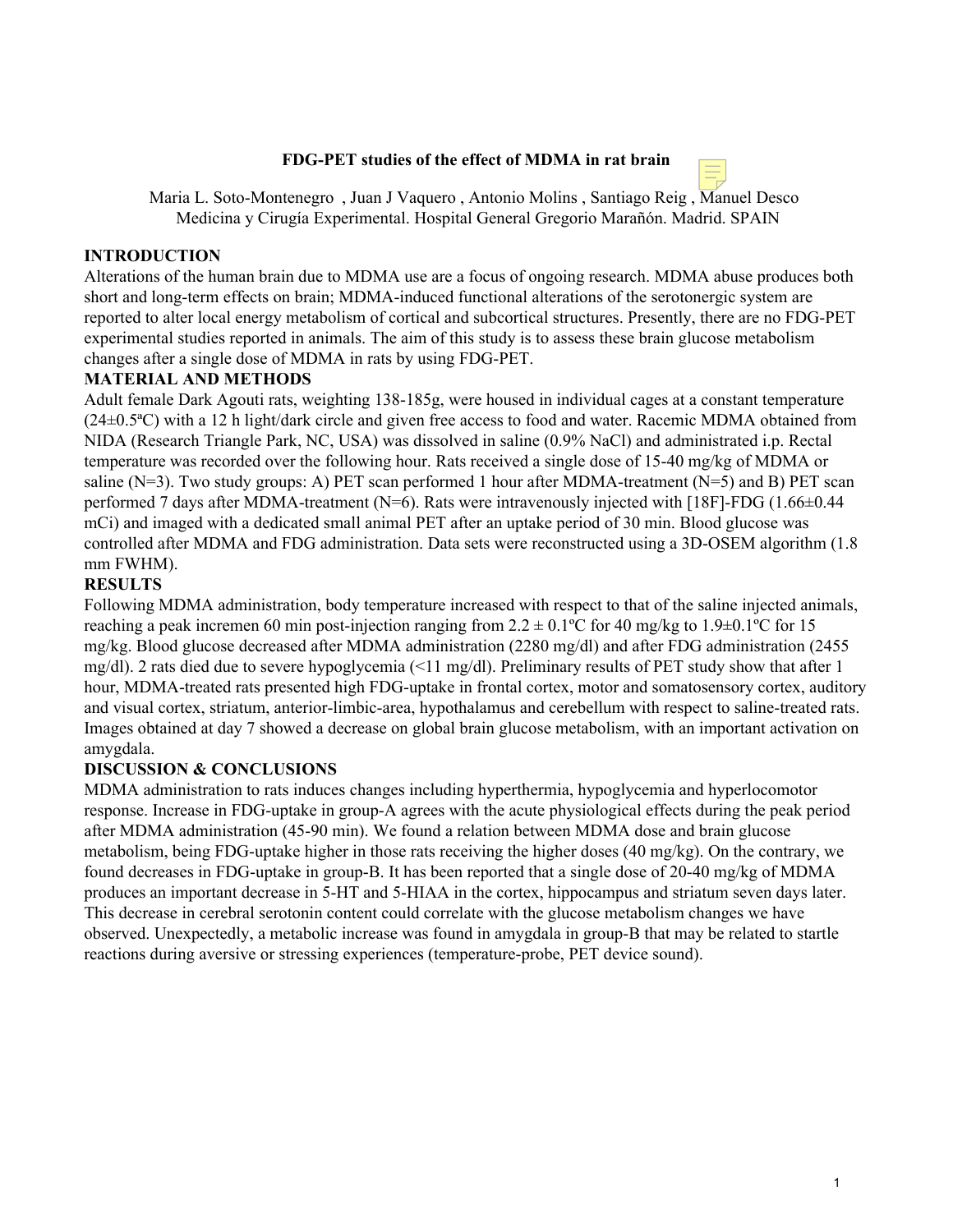# FDG-PET studies of the effect of MDMA in rat brain

Maria L. Soto-Montenegro , Juan J Vaquero , Antonio Molins , Santiago Reig , Manuel Desco
Medicina y Cirugía Experimental. Hospital General Gregorio Marañón. Madrid. SPAIN

## INTRODUCTION

Alterations of the human brain due to MDMA use are a focus of ongoing research. MDMA abuse produces both short and long-term effects on brain; MDMA-induced functional alterations of the serotonergic system are reported to alter local energy metabolism of cortical and subcortical structures. Presently, there are no FDG-PET experimental studies reported in animals. The aim of this study is to assess these brain glucose metabolism changes after a single dose of MDMA in rats by using FDG-PET.

## MATERIAL AND METHODS

Adult female Dark Agouti rats, weighting 138-185g, were housed in individual cages at a constant temperature (24±0.5ªC) with a 12 h light/dark circle and given free access to food and water. Racemic MDMA obtained from NIDA (Research Triangle Park, NC, USA) was dissolved in saline (0.9% NaCl) and administrated i.p. Rectal temperature was recorded over the following hour. Rats received a single dose of 15-40 mg/kg of MDMA or saline (N=3). Two study groups: A) PET scan performed 1 hour after MDMA-treatment (N=5) and B) PET scan performed 7 days after MDMA-treatment (N=6). Rats were intravenously injected with [18F]-FDG (1.66±0.44 mCi) and imaged with a dedicated small animal PET after an uptake period of 30 min. Blood glucose was controlled after MDMA and FDG administration. Data sets were reconstructed using a 3D-OSEM algorithm (1.8 mm FWHM).

## RESULTS

Following MDMA administration, body temperature increased with respect to that of the saline injected animals, reaching a peak incremen 60 min post-injection ranging from 2.2 ± 0.1ºC for 40 mg/kg to 1.9±0.1ºC for 15 mg/kg. Blood glucose decreased after MDMA administration (2280 mg/dl) and after FDG administration (2455 mg/dl). 2 rats died due to severe hypoglycemia (<11 mg/dl). Preliminary results of PET study show that after 1 hour, MDMA-treated rats presented high FDG-uptake in frontal cortex, motor and somatosensory cortex, auditory and visual cortex, striatum, anterior-limbic-area, hypothalamus and cerebellum with respect to saline-treated rats. Images obtained at day 7 showed a decrease on global brain glucose metabolism, with an important activation on amygdala.

## DISCUSSION & CONCLUSIONS

MDMA administration to rats induces changes including hyperthermia, hypoglycemia and hyperlocomotor response. Increase in FDG-uptake in group-A agrees with the acute physiological effects during the peak period after MDMA administration (45-90 min). We found a relation between MDMA dose and brain glucose metabolism, being FDG-uptake higher in those rats receiving the higher doses (40 mg/kg). On the contrary, we found decreases in FDG-uptake in group-B. It has been reported that a single dose of 20-40 mg/kg of MDMA produces an important decrease in 5-HT and 5-HIAA in the cortex, hippocampus and striatum seven days later. This decrease in cerebral serotonin content could correlate with the glucose metabolism changes we have observed. Unexpectedly, a metabolic increase was found in amygdala in group-B that may be related to startle reactions during aversive or stressing experiences (temperature-probe, PET device sound).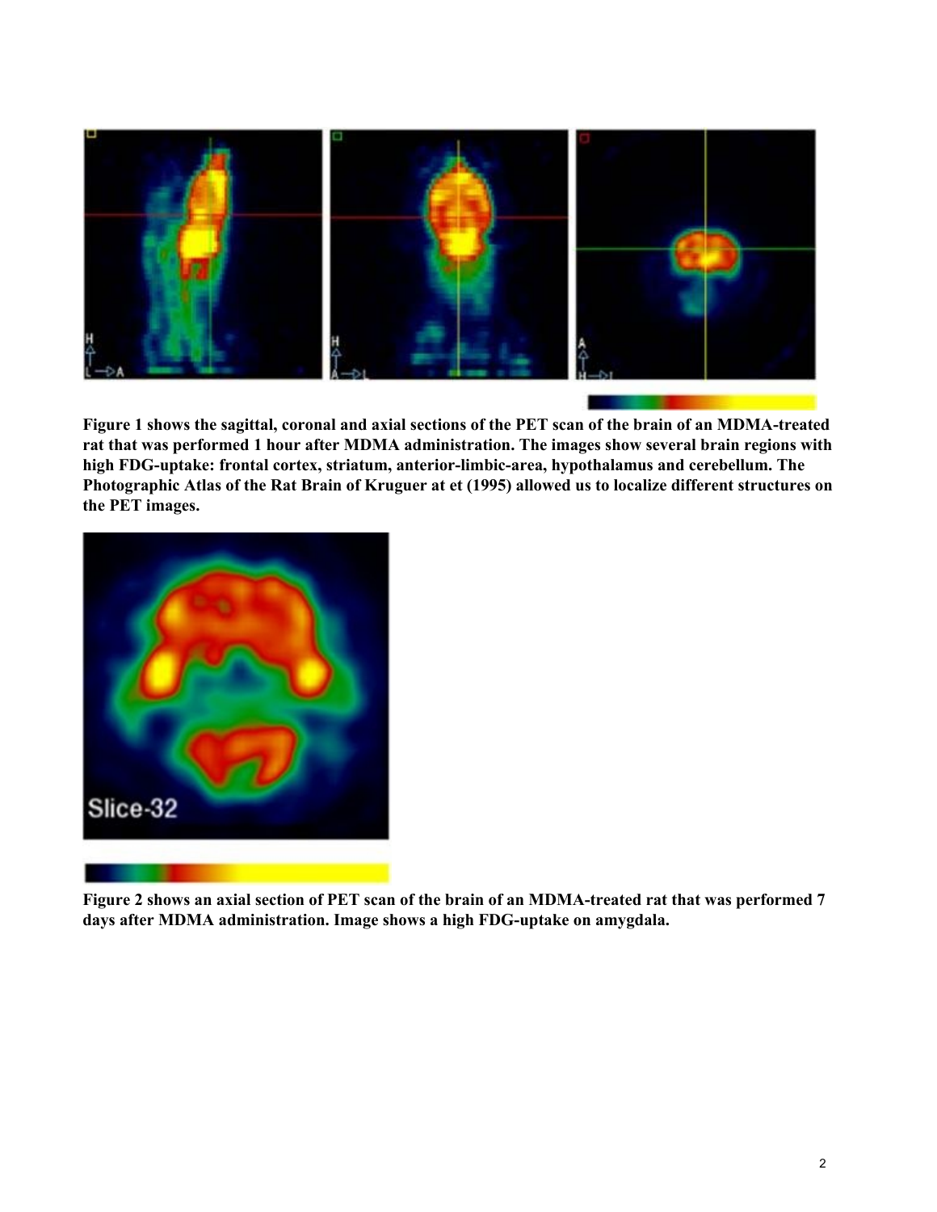**Figure 1 shows the sagittal, coronal and axial sections of the PET scan of the brain of an MDMA-treated rat that was performed 1 hour after MDMA administration. The images show several brain regions with high FDG-uptake: frontal cortex, striatum, anterior-limbic-area, hypothalamus and cerebellum. The Photographic Atlas of the Rat Brain of Kruguer at et (1995) allowed us to localize different structures on the PET images.**

**Figure 2 shows an axial section of PET scan of the brain of an MDMA-treated rat that was performed 7 days after MDMA administration. Image shows a high FDG-uptake on amygdala.**